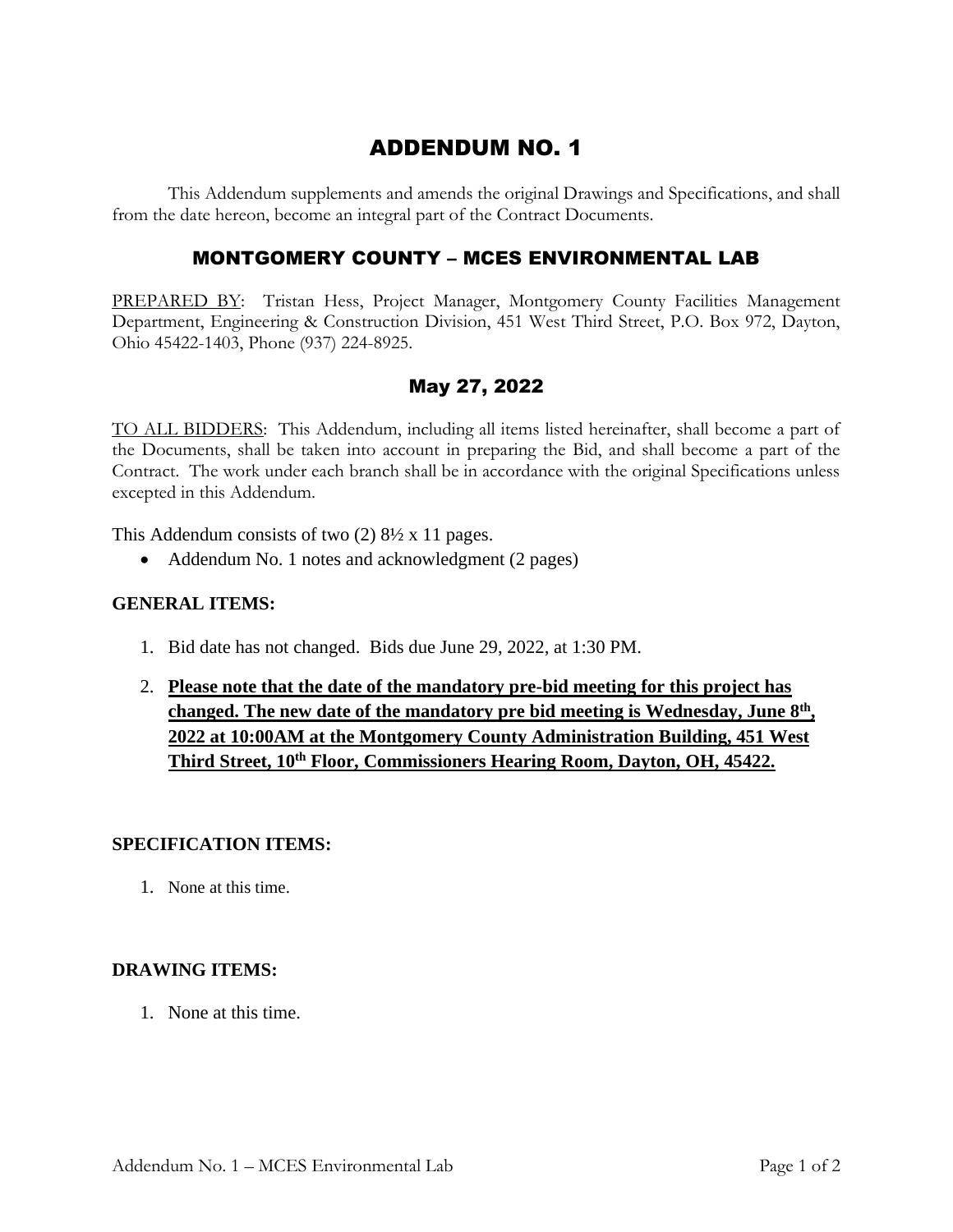# ADDENDUM NO. 1

This Addendum supplements and amends the original Drawings and Specifications, and shall from the date hereon, become an integral part of the Contract Documents.

## MONTGOMERY COUNTY – MCES ENVIRONMENTAL LAB

PREPARED BY: Tristan Hess, Project Manager, Montgomery County Facilities Management Department, Engineering & Construction Division, 451 West Third Street, P.O. Box 972, Dayton, Ohio 45422-1403, Phone (937) 224-8925.

## May 27, 2022

TO ALL BIDDERS: This Addendum, including all items listed hereinafter, shall become a part of the Documents, shall be taken into account in preparing the Bid, and shall become a part of the Contract. The work under each branch shall be in accordance with the original Specifications unless excepted in this Addendum.

This Addendum consists of two (2) 8½ x 11 pages.

- Addendum No. 1 notes and acknowledgment (2 pages)

**GENERAL ITEMS:**

1. Bid date has not changed. Bids due June 29, 2022, at 1:30 PM.
2. **Please note that the date of the mandatory pre-bid meeting for this project has changed. The new date of the mandatory pre bid meeting is Wednesday, June 8th, 2022 at 10:00AM at the Montgomery County Administration Building, 451 West Third Street, 10th Floor, Commissioners Hearing Room, Dayton, OH, 45422.**

**SPECIFICATION ITEMS:**

1. None at this time.

**DRAWING ITEMS:**

1. None at this time.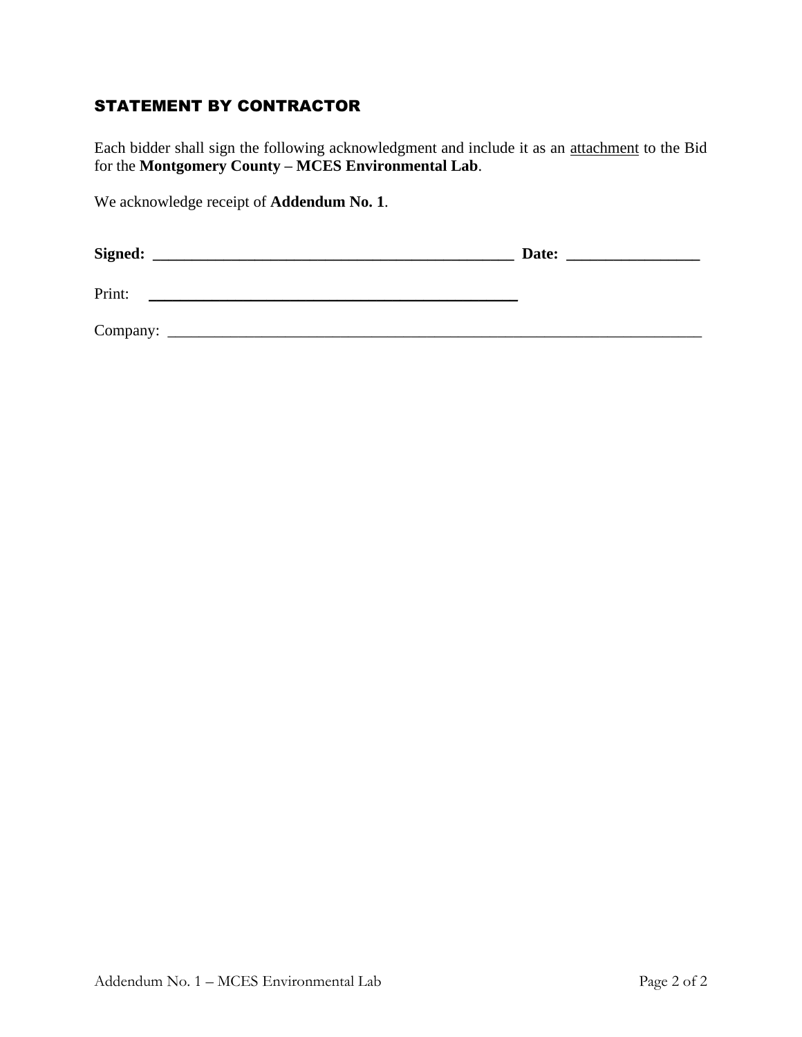## STATEMENT BY CONTRACTOR

Each bidder shall sign the following acknowledgment and include it as an attachment to the Bid for the **Montgomery County – MCES Environmental Lab**.

We acknowledge receipt of **Addendum No. 1**.

**Signed:** ______________________________________________ **Date:** ________________

Print: ______________________________________________

Company: ______________________________________________________________________